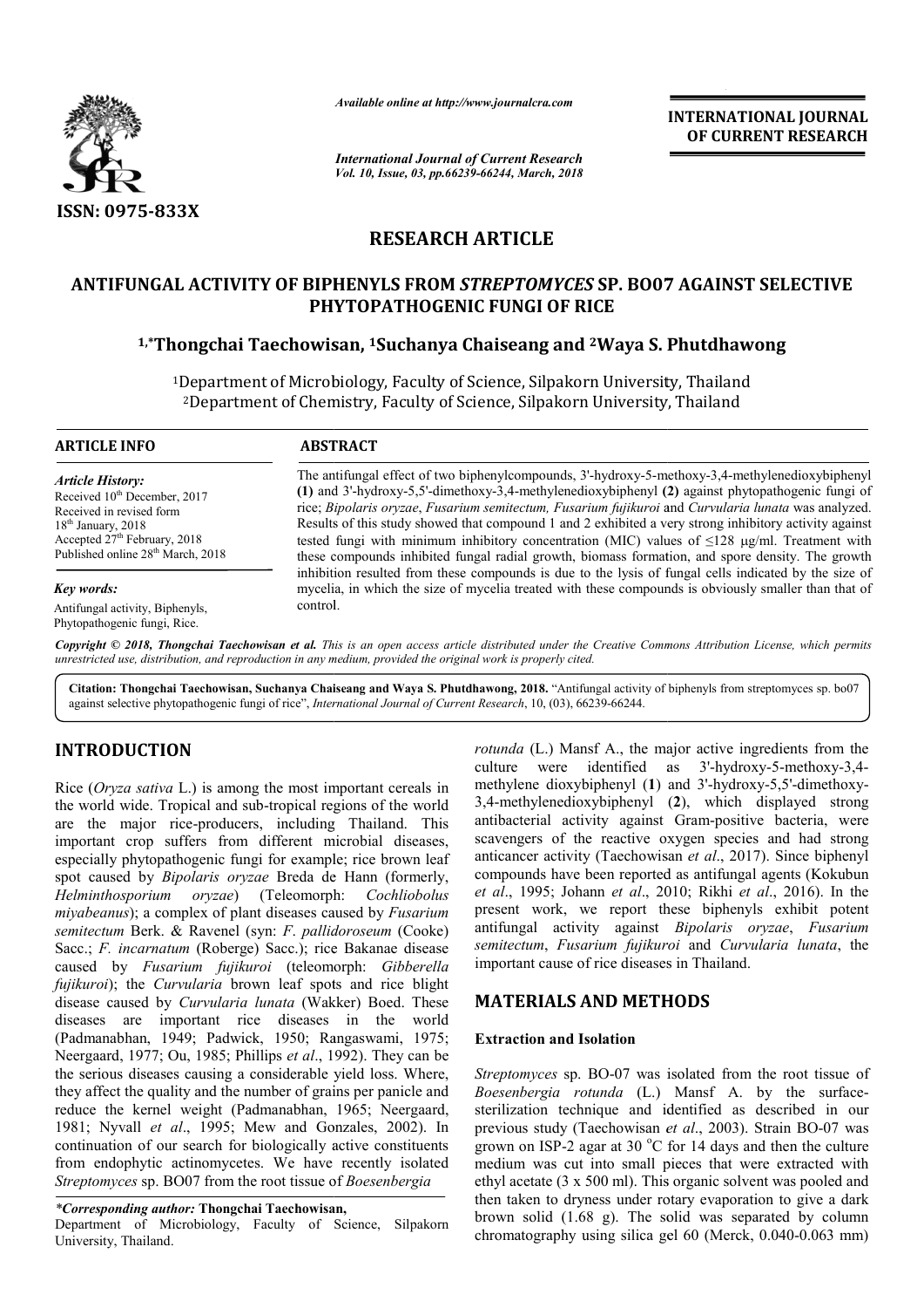*Available online at http://www.journalcra.com*

*International Journal of Current Research*

**INTERNATIONAL JOURNAL OF CURRENT RESEARCH**

ISSN: 0975-833X

# RESEARCH ARTICLE

# ANTIFUNGAL ACTIVITY OF BIPHENYLS FROM *STREPTOMYCES* SP. BO07 AGAINST SELECTIVE PHYTOPATHOGENIC FUNGI OF RICE

**[1,*]Thongchai Taechowisan, [1]Suchanya Chaiseang and [2]Waya S. Phutdhawong**

[1]Department of Microbiology, Faculty of Science, Silpakorn University, Thailand
[2]Department of Chemistry, Faculty of Science, Silpakorn University, Thailand

**ARTICLE INFO**

*Article History:*
Received 10[th] December, 2017
Received in revised form
18[th] January, 2018
Accepted 27[th] February, 2018
Published online 28[th] March, 2018

*Key words:*
Antifungal activity, Biphenyls, Phytopathogenic fungi, Rice.

**ABSTRACT**

The antifungal effect of two biphenylcompounds, 3'-hydroxy-5-methoxy-3,4-methylenedioxybiphenyl **(1)** and 3'-hydroxy-5,5'-dimethoxy-3,4-methylenedioxybiphenyl **(2)** against phytopathogenic fungi of rice; *Bipolaris oryzae*, *Fusarium semitectum, Fusarium fujikuroi* and *Curvularia lunata* was analyzed. Results of this study showed that compound 1 and 2 exhibited a very strong inhibitory activity against tested fungi with minimum inhibitory concentration (MIC) values of ≤128 μg/ml. Treatment with these compounds inhibited fungal radial growth, biomass formation, and spore density. The growth inhibition resulted from these compounds is due to the lysis of fungal cells indicated by the size of mycelia, in which the size of mycelia treated with these compounds is obviously smaller than that of control.

*Copyright © 2018, Thongchai Taechowisan et al. This is an open access article distributed under the Creative Commons Attribution License, which permits unrestricted use, distribution, and reproduction in any medium, provided the original work is properly cited.*

**Citation: Thongchai Taechowisan, Suchanya Chaiseang and Waya S. Phutdhawong, 2018.** "Antifungal activity of biphenyls from streptomyces sp. bo07 against selective phytopathogenic fungi of rice", *International Journal of Current Research*, 10, (03), 66239-66244.

## INTRODUCTION

Rice (*Oryza sativa* L.) is among the most important cereals in the world wide. Tropical and sub-tropical regions of the world are the major rice-producers, including Thailand. This important crop suffers from different microbial diseases, especially phytopathogenic fungi for example; rice brown leaf spot caused by *Bipolaris oryzae* Breda de Hann (formerly, *Helminthosporium oryzae*) (Teleomorph: *Cochliobolus miyabeanus*); a complex of plant diseases caused by *Fusarium semitectum* Berk. & Ravenel (syn: *F. pallidoroseum* (Cooke) Sacc.; *F. incarnatum* (Roberge) Sacc.); rice Bakanae disease caused by *Fusarium fujikuroi* (teleomorph: *Gibberella fujikuroi*); the *Curvularia* brown leaf spots and rice blight disease caused by *Curvularia lunata* (Wakker) Boed. These diseases are important rice diseases in the world (Padmanabhan, 1949; Padwick, 1950; Rangaswami, 1975; Neergaard, 1977; Ou, 1985; Phillips *et al*., 1992). They can be the serious diseases causing a considerable yield loss. Where, they affect the quality and the number of grains per panicle and reduce the kernel weight (Padmanabhan, 1965; Neergaard, 1981; Nyvall *et al*., 1995; Mew and Gonzales, 2002). In continuation of our search for biologically active constituents from endophytic actinomycetes. We have recently isolated *Streptomyces* sp. BO07 from the root tissue of *Boesenbergia rotunda* (L.) Mansf A., the major active ingredients from the culture were identified as 3'-hydroxy-5-methoxy-3,4-methylene dioxybiphenyl (**1**) and 3'-hydroxy-5,5'-dimethoxy-3,4-methylenedioxybiphenyl (**2**), which displayed strong antibacterial activity against Gram-positive bacteria, were scavengers of the reactive oxygen species and had strong anticancer activity (Taechowisan *et al*., 2017). Since biphenyl compounds have been reported as antifungal agents (Kokubun *et al*., 1995; Johann *et al*., 2010; Rikhi *et al*., 2016). In the present work, we report these biphenyls exhibit potent antifungal activity against *Bipolaris oryzae*, *Fusarium semitectum*, *Fusarium fujikuroi* and *Curvularia lunata*, the important cause of rice diseases in Thailand.

## MATERIALS AND METHODS

### Extraction and Isolation

*Streptomyces* sp. BO-07 was isolated from the root tissue of *Boesenbergia rotunda* (L.) Mansf A. by the surface-sterilization technique and identified as described in our previous study (Taechowisan *et al*., 2003). Strain BO-07 was grown on ISP-2 agar at 30 °C for 14 days and then the culture medium was cut into small pieces that were extracted with ethyl acetate (3 x 500 ml). This organic solvent was pooled and then taken to dryness under rotary evaporation to give a dark brown solid (1.68 g). The solid was separated by column chromatography using silica gel 60 (Merck, 0.040-0.063 mm)

**\*Corresponding author:* Thongchai Taechowisan,**
Department of Microbiology, Faculty of Science, Silpakorn University, Thailand.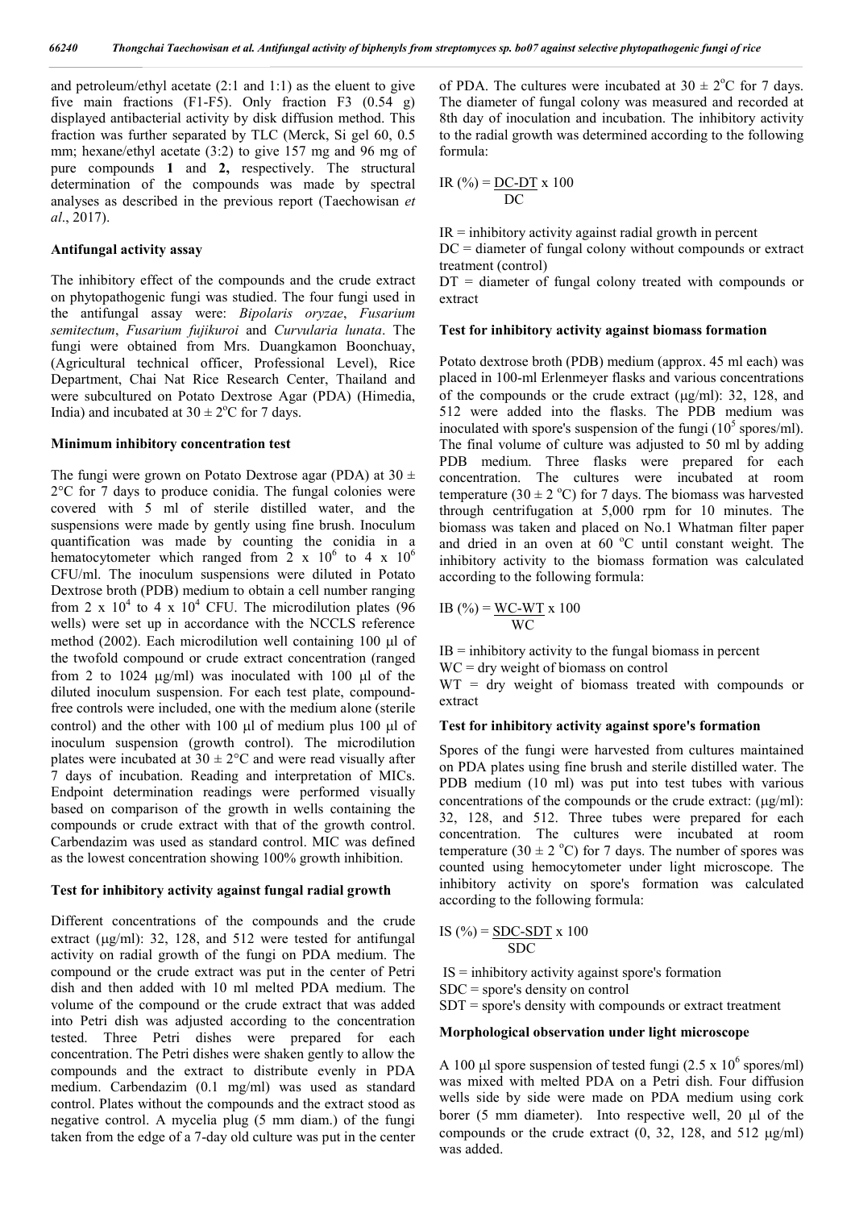and petroleum/ethyl acetate (2:1 and 1:1) as the eluent to give five main fractions (F1-F5). Only fraction F3 (0.54 g) displayed antibacterial activity by disk diffusion method. This fraction was further separated by TLC (Merck, Si gel 60, 0.5 mm; hexane/ethyl acetate (3:2) to give 157 mg and 96 mg of pure compounds **1** and **2,** respectively. The structural determination of the compounds was made by spectral analyses as described in the previous report (Taechowisan *et al*., 2017).

### Antifungal activity assay

The inhibitory effect of the compounds and the crude extract on phytopathogenic fungi was studied. The four fungi used in the antifungal assay were: *Bipolaris oryzae*, *Fusarium semitectum*, *Fusarium fujikuroi* and *Curvularia lunata*. The fungi were obtained from Mrs. Duangkamon Boonchuay, (Agricultural technical officer, Professional Level), Rice Department, Chai Nat Rice Research Center, Thailand and were subcultured on Potato Dextrose Agar (PDA) (Himedia, India) and incubated at $30 \pm 2^{o}$C for 7 days.

### Minimum inhibitory concentration test

The fungi were grown on Potato Dextrose agar (PDA) at $30 \pm 2$°C for 7 days to produce conidia. The fungal colonies were covered with 5 ml of sterile distilled water, and the suspensions were made by gently using fine brush. Inoculum quantification was made by counting the conidia in a hematocytometer which ranged from $2 \times 10^6$ to $4 \times 10^6$ CFU/ml. The inoculum suspensions were diluted in Potato Dextrose broth (PDB) medium to obtain a cell number ranging from $2 \times 10^4$ to $4 \times 10^4$ CFU. The microdilution plates (96 wells) were set up in accordance with the NCCLS reference method (2002). Each microdilution well containing 100 μl of the twofold compound or crude extract concentration (ranged from 2 to 1024 μg/ml) was inoculated with 100 μl of the diluted inoculum suspension. For each test plate, compound-free controls were included, one with the medium alone (sterile control) and the other with 100 μl of medium plus 100 μl of inoculum suspension (growth control). The microdilution plates were incubated at $30 \pm 2$°C and were read visually after 7 days of incubation. Reading and interpretation of MICs. Endpoint determination readings were performed visually based on comparison of the growth in wells containing the compounds or crude extract with that of the growth control. Carbendazim was used as standard control. MIC was defined as the lowest concentration showing 100% growth inhibition.

### Test for inhibitory activity against fungal radial growth

Different concentrations of the compounds and the crude extract (μg/ml): 32, 128, and 512 were tested for antifungal activity on radial growth of the fungi on PDA medium. The compound or the crude extract was put in the center of Petri dish and then added with 10 ml melted PDA medium. The volume of the compound or the crude extract that was added into Petri dish was adjusted according to the concentration tested. Three Petri dishes were prepared for each concentration. The Petri dishes were shaken gently to allow the compounds and the extract to distribute evenly in PDA medium. Carbendazim (0.1 mg/ml) was used as standard control. Plates without the compounds and the extract stood as negative control. A mycelia plug (5 mm diam.) of the fungi taken from the edge of a 7-day old culture was put in the center of PDA. The cultures were incubated at $30 \pm 2^{o}$C for 7 days. The diameter of fungal colony was measured and recorded at 8th day of inoculation and incubation. The inhibitory activity to the radial growth was determined according to the following formula:

$$IR\ (\%) = \frac{DC - DT}{DC} \times 100$$

IR = inhibitory activity against radial growth in percent
DC = diameter of fungal colony without compounds or extract treatment (control)
DT = diameter of fungal colony treated with compounds or extract

### Test for inhibitory activity against biomass formation

Potato dextrose broth (PDB) medium (approx. 45 ml each) was placed in 100-ml Erlenmeyer flasks and various concentrations of the compounds or the crude extract (μg/ml): 32, 128, and 512 were added into the flasks. The PDB medium was inoculated with spore's suspension of the fungi ($10^5$ spores/ml). The final volume of culture was adjusted to 50 ml by adding PDB medium. Three flasks were prepared for each concentration. The cultures were incubated at room temperature ($30 \pm 2$ °C) for 7 days. The biomass was harvested through centrifugation at 5,000 rpm for 10 minutes. The biomass was taken and placed on No.1 Whatman filter paper and dried in an oven at 60 °C until constant weight. The inhibitory activity to the biomass formation was calculated according to the following formula:

$$IB\ (\%) = \frac{WC - WT}{WC} \times 100$$

IB = inhibitory activity to the fungal biomass in percent
WC = dry weight of biomass on control
WT = dry weight of biomass treated with compounds or extract

### Test for inhibitory activity against spore's formation

Spores of the fungi were harvested from cultures maintained on PDA plates using fine brush and sterile distilled water. The PDB medium (10 ml) was put into test tubes with various concentrations of the compounds or the crude extract: (μg/ml): 32, 128, and 512. Three tubes were prepared for each concentration. The cultures were incubated at room temperature ($30 \pm 2$ °C) for 7 days. The number of spores was counted using hemocytometer under light microscope. The inhibitory activity on spore's formation was calculated according to the following formula:

$$IS\ (\%) = \frac{SDC - SDT}{SDC} \times 100$$

IS = inhibitory activity against spore's formation
SDC = spore's density on control
SDT = spore's density with compounds or extract treatment

### Morphological observation under light microscope

A 100 μl spore suspension of tested fungi ($2.5 \times 10^6$ spores/ml) was mixed with melted PDA on a Petri dish. Four diffusion wells side by side were made on PDA medium using cork borer (5 mm diameter). Into respective well, 20 μl of the compounds or the crude extract (0, 32, 128, and 512 μg/ml) was added.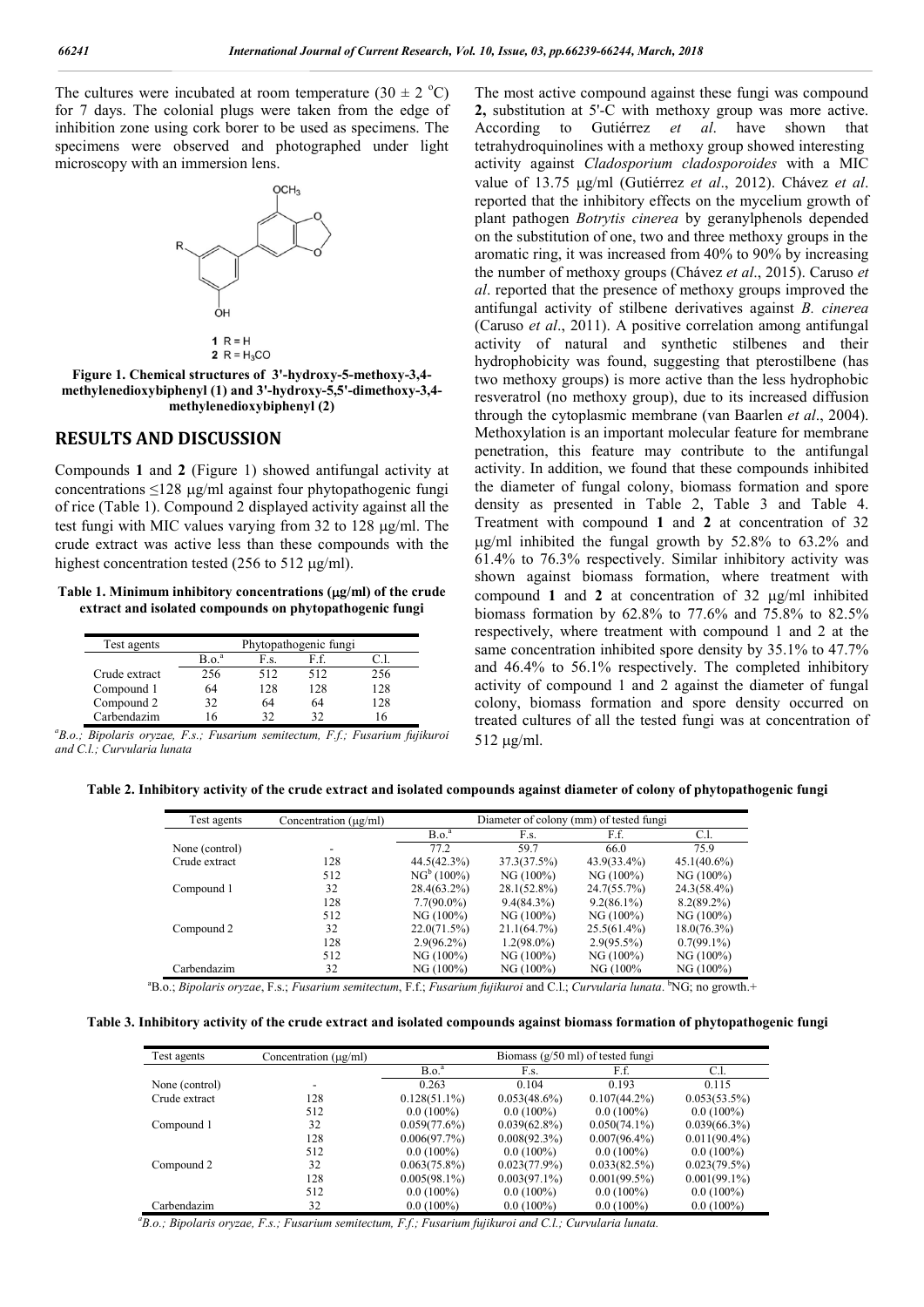The cultures were incubated at room temperature (30 ± 2 °C) for 7 days. The colonial plugs were taken from the edge of inhibition zone using cork borer to be used as specimens. The specimens were observed and photographed under light microscopy with an immersion lens.

**Figure 1. Chemical structures of 3'-hydroxy-5-methoxy-3,4-methylenedioxybiphenyl (1) and 3'-hydroxy-5,5'-dimethoxy-3,4-methylenedioxybiphenyl (2)**

## RESULTS AND DISCUSSION

Compounds **1** and **2** (Figure 1) showed antifungal activity at concentrations ≤128 μg/ml against four phytopathogenic fungi of rice (Table 1). Compound 2 displayed activity against all the test fungi with MIC values varying from 32 to 128 μg/ml. The crude extract was active less than these compounds with the highest concentration tested (256 to 512 μg/ml).

**Table 1. Minimum inhibitory concentrations (μg/ml) of the crude extract and isolated compounds on phytopathogenic fungi**

| Test agents | Phytopathogenic fungi | | | |
|---|---|---|---|---|
| | B.o.[a] | F.s. | F.f. | C.l. |
| Crude extract | 256 | 512 | 512 | 256 |
| Compound 1 | 64 | 128 | 128 | 128 |
| Compound 2 | 32 | 64 | 64 | 128 |
| Carbendazim | 16 | 32 | 32 | 16 |

[a]*B.o.; Bipolaris oryzae, F.s.; Fusarium semitectum, F.f.; Fusarium fujikuroi and C.l.; Curvularia lunata*

The most active compound against these fungi was compound **2,** substitution at 5'-C with methoxy group was more active. According to Gutiérrez *et al*. have shown that tetrahydroquinolines with a methoxy group showed interesting activity against *Cladosporium cladosporoides* with a MIC value of 13.75 μg/ml (Gutiérrez *et al*., 2012). Chávez *et al*. reported that the inhibitory effects on the mycelium growth of plant pathogen *Botrytis cinerea* by geranylphenols depended on the substitution of one, two and three methoxy groups in the aromatic ring, it was increased from 40% to 90% by increasing the number of methoxy groups (Chávez *et al*., 2015). Caruso *et al*. reported that the presence of methoxy groups improved the antifungal activity of stilbene derivatives against *B. cinerea* (Caruso *et al*., 2011). A positive correlation among antifungal activity of natural and synthetic stilbenes and their hydrophobicity was found, suggesting that pterostilbene (has two methoxy groups) is more active than the less hydrophobic resveratrol (no methoxy group), due to its increased diffusion through the cytoplasmic membrane (van Baarlen *et al*., 2004). Methoxylation is an important molecular feature for membrane penetration, this feature may contribute to the antifungal activity. In addition, we found that these compounds inhibited the diameter of fungal colony, biomass formation and spore density as presented in Table 2, Table 3 and Table 4. Treatment with compound **1** and **2** at concentration of 32 μg/ml inhibited the fungal growth by 52.8% to 63.2% and 61.4% to 76.3% respectively. Similar inhibitory activity was shown against biomass formation, where treatment with compound **1** and **2** at concentration of 32 μg/ml inhibited biomass formation by 62.8% to 77.6% and 75.8% to 82.5% respectively, where treatment with compound 1 and 2 at the same concentration inhibited spore density by 35.1% to 47.7% and 46.4% to 56.1% respectively. The completed inhibitory activity of compound 1 and 2 against the diameter of fungal colony, biomass formation and spore density occurred on treated cultures of all the tested fungi was at concentration of 512 μg/ml.

**Table 2. Inhibitory activity of the crude extract and isolated compounds against diameter of colony of phytopathogenic fungi**

| Test agents | Concentration (μg/ml) | Diameter of colony (mm) of tested fungi | | | |
|---|---|---|---|---|---|
| | | B.o.[a] | F.s. | F.f. | C.l. |
| None (control) | - | 77.2 | 59.7 | 66.0 | 75.9 |
| Crude extract | 128 | 44.5(42.3%) | 37.3(37.5%) | 43.9(33.4%) | 45.1(40.6%) |
| | 512 | NG[b] (100%) | NG (100%) | NG (100%) | NG (100%) |
| Compound 1 | 32 | 28.4(63.2%) | 28.1(52.8%) | 24.7(55.7%) | 24.3(58.4%) |
| | 128 | 7.7(90.0%) | 9.4(84.3%) | 9.2(86.1%) | 8.2(89.2%) |
| | 512 | NG (100%) | NG (100%) | NG (100%) | NG (100%) |
| Compound 2 | 32 | 22.0(71.5%) | 21.1(64.7%) | 25.5(61.4%) | 18.0(76.3%) |
| | 128 | 2.9(96.2%) | 1.2(98.0%) | 2.9(95.5%) | 0.7(99.1%) |
| | 512 | NG (100%) | NG (100%) | NG (100%) | NG (100%) |
| Carbendazim | 32 | NG (100%) | NG (100%) | NG (100% | NG (100%) |

[a]B.o.; *Bipolaris oryzae*, F.s.; *Fusarium semitectum*, F.f.; *Fusarium fujikuroi* and C.l.; *Curvularia lunata*. [b]NG; no growth.+

**Table 3. Inhibitory activity of the crude extract and isolated compounds against biomass formation of phytopathogenic fungi**

| Test agents | Concentration (μg/ml) | Biomass (g/50 ml) of tested fungi | | | |
|---|---|---|---|---|---|
| | | B.o.[a] | F.s. | F.f. | C.l. |
| None (control) | - | 0.263 | 0.104 | 0.193 | 0.115 |
| Crude extract | 128 | 0.128(51.1%) | 0.053(48.6%) | 0.107(44.2%) | 0.053(53.5%) |
| | 512 | 0.0 (100%) | 0.0 (100%) | 0.0 (100%) | 0.0 (100%) |
| Compound 1 | 32 | 0.059(77.6%) | 0.039(62.8%) | 0.050(74.1%) | 0.039(66.3%) |
| | 128 | 0.006(97.7%) | 0.008(92.3%) | 0.007(96.4%) | 0.011(90.4%) |
| | 512 | 0.0 (100%) | 0.0 (100%) | 0.0 (100%) | 0.0 (100%) |
| Compound 2 | 32 | 0.063(75.8%) | 0.023(77.9%) | 0.033(82.5%) | 0.023(79.5%) |
| | 128 | 0.005(98.1%) | 0.003(97.1%) | 0.001(99.5%) | 0.001(99.1%) |
| | 512 | 0.0 (100%) | 0.0 (100%) | 0.0 (100%) | 0.0 (100%) |
| Carbendazim | 32 | 0.0 (100%) | 0.0 (100%) | 0.0 (100%) | 0.0 (100%) |

[a]*B.o.; Bipolaris oryzae, F.s.; Fusarium semitectum, F.f.; Fusarium fujikuroi and C.l.; Curvularia lunata.*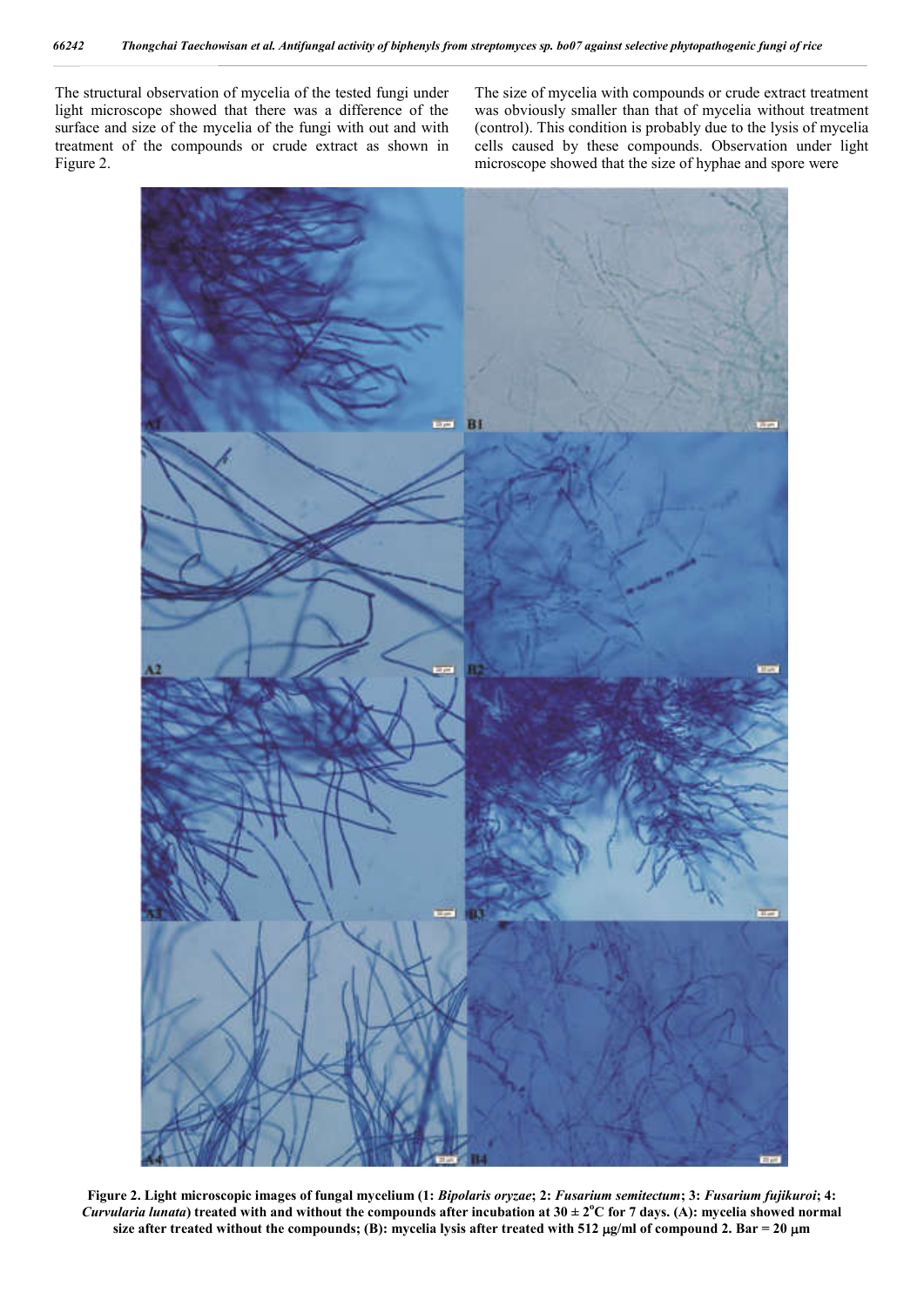The structural observation of mycelia of the tested fungi under light microscope showed that there was a difference of the surface and size of the mycelia of the fungi with out and with treatment of the compounds or crude extract as shown in Figure 2. The size of mycelia with compounds or crude extract treatment was obviously smaller than that of mycelia without treatment (control). This condition is probably due to the lysis of mycelia cells caused by these compounds. Observation under light microscope showed that the size of hyphae and spore were

**Figure 2. Light microscopic images of fungal mycelium (1: *Bipolaris oryzae*; 2: *Fusarium semitectum*; 3: *Fusarium fujikuroi*; 4: *Curvularia lunata*) treated with and without the compounds after incubation at 30 ± 2°C for 7 days. (A): mycelia showed normal size after treated without the compounds; (B): mycelia lysis after treated with 512 μg/ml of compound 2. Bar = 20 μm**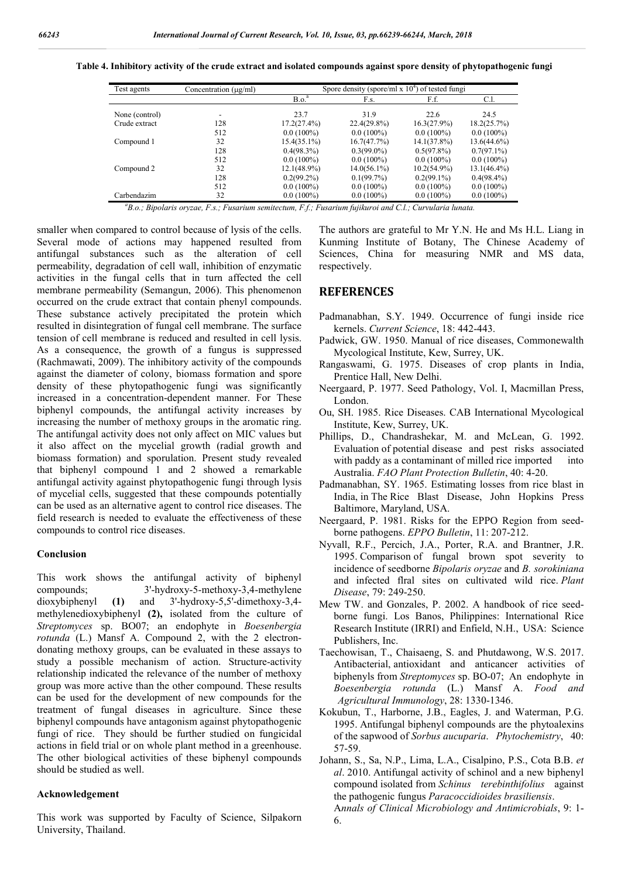**Table 4. Inhibitory activity of the crude extract and isolated compounds against spore density of phytopathogenic fungi**

| Test agents | Concentration (μg/ml) | Spore density (spore/ml x $10^4$) of tested fungi | | | |
|---|---|---|---|---|---|
| | | B.o.[a] | F.s. | F.f. | C.l. |
| None (control) | - | 23.7 | 31.9 | 22.6 | 24.5 |
| Crude extract | 128 | 17.2(27.4%) | 22.4(29.8%) | 16.3(27.9%) | 18.2(25.7%) |
| | 512 | 0.0 (100%) | 0.0 (100%) | 0.0 (100%) | 0.0 (100%) |
| Compound 1 | 32 | 15.4(35.1%) | 16.7(47.7%) | 14.1(37.8%) | 13.6(44.6%) |
| | 128 | 0.4(98.3%) | 0.3(99.0%) | 0.5(97.8%) | 0.7(97.1%) |
| | 512 | 0.0 (100%) | 0.0 (100%) | 0.0 (100%) | 0.0 (100%) |
| Compound 2 | 32 | 12.1(48.9%) | 14.0(56.1%) | 10.2(54.9%) | 13.1(46.4%) |
| | 128 | 0.2(99.2%) | 0.1(99.7%) | 0.2(99.1%) | 0.4(98.4%) |
| | 512 | 0.0 (100%) | 0.0 (100%) | 0.0 (100%) | 0.0 (100%) |
| Carbendazim | 32 | 0.0 (100%) | 0.0 (100%) | 0.0 (100%) | 0.0 (100%) |

[a]*B.o.; Bipolaris oryzae, F.s.; Fusarium semitectum, F.f.; Fusarium fujikuroi and C.l.; Curvularia lunata.*

smaller when compared to control because of lysis of the cells. Several mode of actions may happened resulted from antifungal substances such as the alteration of cell permeability, degradation of cell wall, inhibition of enzymatic activities in the fungal cells that in turn affected the cell membrane permeability (Semangun, 2006). This phenomenon occurred on the crude extract that contain phenyl compounds. These substance actively precipitated the protein which resulted in disintegration of fungal cell membrane. The surface tension of cell membrane is reduced and resulted in cell lysis. As a consequence, the growth of a fungus is suppressed (Rachmawati, 2009). The inhibitory activity of the compounds against the diameter of colony, biomass formation and spore density of these phytopathogenic fungi was significantly increased in a concentration-dependent manner. For These biphenyl compounds, the antifungal activity increases by increasing the number of methoxy groups in the aromatic ring. The antifungal activity does not only affect on MIC values but it also affect on the mycelial growth (radial growth and biomass formation) and sporulation. Present study revealed that biphenyl compound 1 and 2 showed a remarkable antifungal activity against phytopathogenic fungi through lysis of mycelial cells, suggested that these compounds potentially can be used as an alternative agent to control rice diseases. The field research is needed to evaluate the effectiveness of these compounds to control rice diseases.

### Conclusion

This work shows the antifungal activity of biphenyl compounds; 3'-hydroxy-5-methoxy-3,4-methylene dioxybiphenyl **(1)** and 3'-hydroxy-5,5'-dimethoxy-3,4-methylenedioxybiphenyl **(2),** isolated from the culture of *Streptomyces* sp. BO07; an endophyte in *Boesenbergia rotunda* (L.) Mansf A. Compound 2, with the 2 electron-donating methoxy groups, can be evaluated in these assays to study a possible mechanism of action. Structure-activity relationship indicated the relevance of the number of methoxy group was more active than the other compound. These results can be used for the development of new compounds for the treatment of fungal diseases in agriculture. Since these biphenyl compounds have antagonism against phytopathogenic fungi of rice. They should be further studied on fungicidal actions in field trial or on whole plant method in a greenhouse. The other biological activities of these biphenyl compounds should be studied as well.

### Acknowledgement

This work was supported by Faculty of Science, Silpakorn University, Thailand. The authors are grateful to Mr Y.N. He and Ms H.L. Liang in Kunming Institute of Botany, The Chinese Academy of Sciences, China for measuring NMR and MS data, respectively.

## REFERENCES

Padmanabhan, S.Y. 1949. Occurrence of fungi inside rice kernels. *Current Science*, 18: 442-443.

Padwick, GW. 1950. Manual of rice diseases, Commonewalth Mycological Institute, Kew, Surrey, UK.

Rangaswami, G. 1975. Diseases of crop plants in India, Prentice Hall, New Delhi.

Neergaard, P. 1977. Seed Pathology, Vol. I, Macmillan Press, London.

Ou, SH. 1985. Rice Diseases. CAB International Mycological Institute, Kew, Surrey, UK.

Phillips, D., Chandrashekar, M. and McLean, G. 1992. Evaluation of potential disease and pest risks associated with paddy as a contaminant of milled rice imported into Australia. *FAO Plant Protection Bulletin*, 40: 4-20.

Padmanabhan, SY. 1965. Estimating losses from rice blast in India, in The Rice Blast Disease, John Hopkins Press Baltimore, Maryland, USA.

Neergaard, P. 1981. Risks for the EPPO Region from seed-borne pathogens. *EPPO Bulletin*, 11: 207-212.

Nyvall, R.F., Percich, J.A., Porter, R.A. and Brantner, J.R. 1995. Comparison of fungal brown spot severity to incidence of seedborne *Bipolaris oryzae* and *B. sorokiniana* and infected flral sites on cultivated wild rice. *Plant Disease*, 79: 249-250.

Mew TW. and Gonzales, P. 2002. A handbook of rice seed-borne fungi. Los Banos, Philippines: International Rice Research Institute (IRRI) and Enfield, N.H., USA: Science Publishers, Inc.

Taechowisan, T., Chaisaeng, S. and Phutdawong, W.S. 2017. Antibacterial, antioxidant and anticancer activities of biphenyls from *Streptomyces* sp. BO-07; An endophyte in *Boesenbergia rotunda* (L.) Mansf A. *Food and Agricultural Immunology*, 28: 1330-1346.

Kokubun, T., Harborne, J.B., Eagles, J. and Waterman, P.G. 1995. Antifungal biphenyl compounds are the phytoalexins of the sapwood of *Sorbus aucuparia*. *Phytochemistry*, 40: 57-59.

Johann, S., Sa, N.P., Lima, L.A., Cisalpino, P.S., Cota B.B. *et al*. 2010. Antifungal activity of schinol and a new biphenyl compound isolated from *Schinus terebinthifolius* against the pathogenic fungus *Paracoccidioides brasiliensis*. *Annals of Clinical Microbiology and Antimicrobials*, 9: 1-6.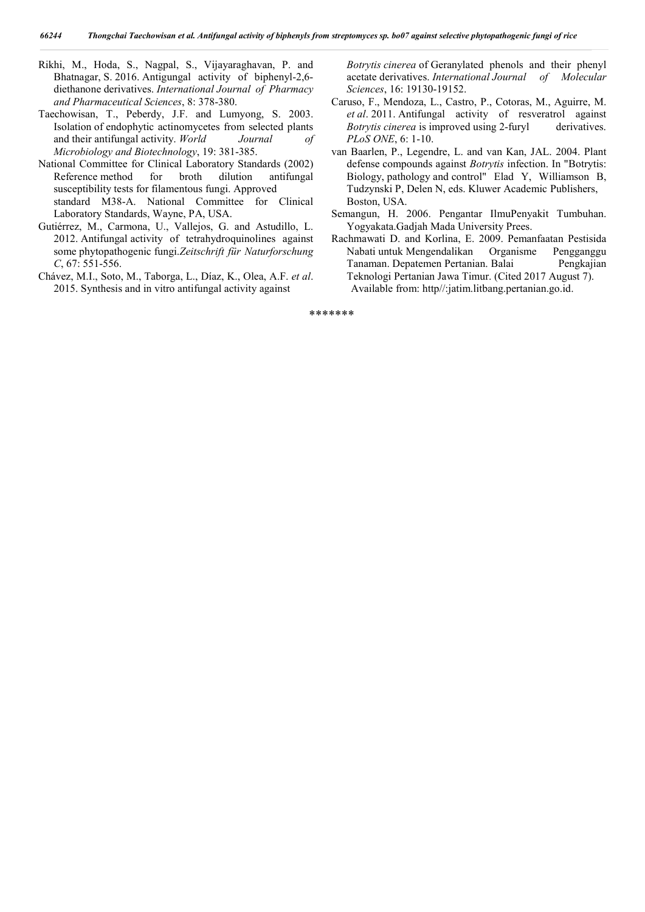Rikhi, M., Hoda, S., Nagpal, S., Vijayaraghavan, P. and Bhatnagar, S. 2016. Antigungal activity of biphenyl-2,6-diethanone derivatives. *International Journal of Pharmacy and Pharmaceutical Sciences*, 8: 378-380.

Taechowisan, T., Peberdy, J.F. and Lumyong, S. 2003. Isolation of endophytic actinomycetes from selected plants and their antifungal activity. *World Journal of Microbiology and Biotechnology*, 19: 381-385.

National Committee for Clinical Laboratory Standards (2002) Reference method for broth dilution antifungal susceptibility tests for filamentous fungi. Approved standard M38-A. National Committee for Clinical Laboratory Standards, Wayne, PA, USA.

Gutiérrez, M., Carmona, U., Vallejos, G. and Astudillo, L. 2012. Antifungal activity of tetrahydroquinolines against some phytopathogenic fungi.*Zeitschrift für Naturforschung C*, 67: 551-556.

Chávez, M.I., Soto, M., Taborga, L., Díaz, K., Olea, A.F. *et al*. 2015. Synthesis and in vitro antifungal activity against *Botrytis cinerea* of Geranylated phenols and their phenyl acetate derivatives. *International Journal of Molecular Sciences*, 16: 19130-19152.

Caruso, F., Mendoza, L., Castro, P., Cotoras, M., Aguirre, M. *et al*. 2011. Antifungal activity of resveratrol against *Botrytis cinerea* is improved using 2-furyl derivatives. *PLoS ONE*, 6: 1-10.

van Baarlen, P., Legendre, L. and van Kan, JAL. 2004. Plant defense compounds against *Botrytis* infection. In "Botrytis: Biology, pathology and control" Elad Y, Williamson B, Tudzynski P, Delen N, eds. Kluwer Academic Publishers, Boston, USA.

Semangun, H. 2006. Pengantar IlmuPenyakit Tumbuhan. Yogyakata.Gadjah Mada University Prees.

Rachmawati D. and Korlina, E. 2009. Pemanfaatan Pestisida Nabati untuk Mengendalikan Organisme Pengganggu Tanaman. Depatemen Pertanian. Balai Pengkajian Teknologi Pertanian Jawa Timur. (Cited 2017 August 7). Available from: http//:jatim.litbang.pertanian.go.id.

\*\*\*\*\*\*\*